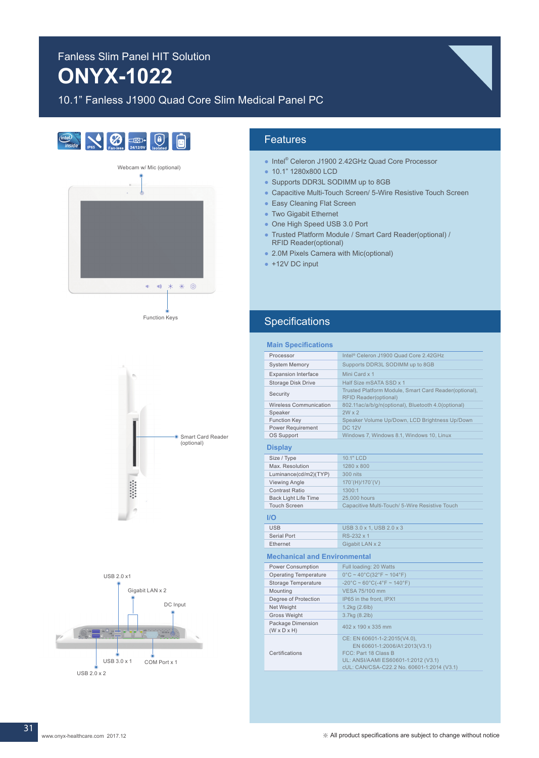Fanless Slim Panel HIT Solution

# ONYX-1022

10.1" Fanless J1900 Quad Core Slim Medical Panel PC

Webcam w/ Mic (optional)

Function Keys

Smart Card Reader (optional)

USB 2.0 x1

Gigabit LAN x 2

DC Input

USB 3.0 x 1

COM Port x 1

USB 2.0 x 2

## Features

- Intel® Celeron J1900 2.42GHz Quad Core Processor
- 10.1" 1280x800 LCD
- Supports DDR3L SODIMM up to 8GB
- Capacitive Multi-Touch Screen/ 5-Wire Resistive Touch Screen
- Easy Cleaning Flat Screen
- Two Gigabit Ethernet
- One High Speed USB 3.0 Port
- Trusted Platform Module / Smart Card Reader(optional) / RFID Reader(optional)
- 2.0M Pixels Camera with Mic(optional)
- +12V DC input

## Specifications

### Main Specifications

| | |
|---|---|
| Processor | Intel® Celeron J1900 Quad Core 2.42GHz |
| System Memory | Supports DDR3L SODIMM up to 8GB |
| Expansion Interface | Mini Card x 1 |
| Storage Disk Drive | Half Size mSATA SSD x 1 |
| Security | Trusted Platform Module, Smart Card Reader(optional), RFID Reader(optional) |
| Wireless Communication | 802.11ac/a/b/g/n(optional), Bluetooth 4.0(optional) |
| Speaker | 2W x 2 |
| Function Key | Speaker Volume Up/Down, LCD Brightness Up/Down |
| Power Requirement | DC 12V |
| OS Support | Windows 7, Windows 8.1, Windows 10, Linux |

### Display

| | |
|---|---|
| Size / Type | 10.1" LCD |
| Max. Resolution | 1280 x 800 |
| Luminance(cd/m2)(TYP) | 300 nits |
| Viewing Angle | 170˚(H)/170˚(V) |
| Contrast Ratio | 1300:1 |
| Back Light Life Time | 25,000 hours |
| Touch Screen | Capacitive Multi-Touch/ 5-Wire Resistive Touch |

### I/O

| | |
|---|---|
| USB | USB 3.0 x 1, USB 2.0 x 3 |
| Serial Port | RS-232 x 1 |
| Ethernet | Gigabit LAN x 2 |

### Mechanical and Environmental

| | |
|---|---|
| Power Consumption | Full loading: 20 Watts |
| Operating Temperature | 0°C ~ 40°C(32°F ~ 104°F) |
| Storage Temperature | -20°C ~ 60°C(-4°F ~ 140°F) |
| Mounting | VESA 75/100 mm |
| Degree of Protection | IP65 in the front, IPX1 |
| Net Weight | 1.2kg (2.6lb) |
| Gross Weight | 3.7kg (8.2lb) |
| Package Dimension (W x D x H) | 402 x 190 x 335 mm |
| Certifications | CE: EN 60601-1-2:2015(V4.0), EN 60601-1:2006/A1:2013(V3.1)<br>FCC: Part 18 Class B<br>UL: ANSI/AAMI ES60601-1:2012 (V3.1)<br>cUL: CAN/CSA-C22.2 No. 60601-1:2014 (V3.1) |

www.onyx-healthcare.com 2017.12

※ All product specifications are subject to change without notice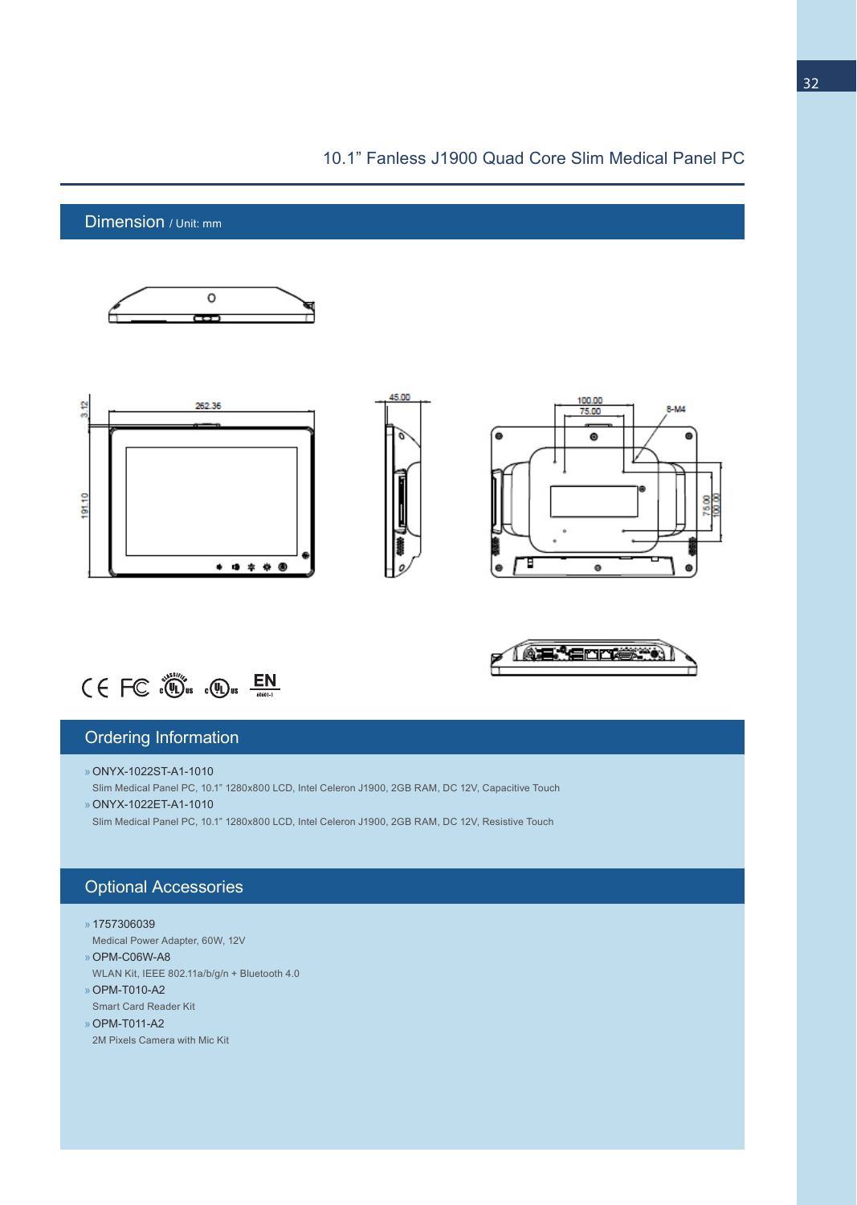# 10.1" Fanless J1900 Quad Core Slim Medical Panel PC

## Dimension / Unit: mm

262.36

3.12

191.10

45.00

100.00

75.00

8-M4

75.00

100.00

## Ordering Information

» ONYX-1022ST-A1-1010
Slim Medical Panel PC, 10.1" 1280x800 LCD, Intel Celeron J1900, 2GB RAM, DC 12V, Capacitive Touch

» ONYX-1022ET-A1-1010
Slim Medical Panel PC, 10.1" 1280x800 LCD, Intel Celeron J1900, 2GB RAM, DC 12V, Resistive Touch

## Optional Accessories

» 1757306039
Medical Power Adapter, 60W, 12V

» OPM-C06W-A8
WLAN Kit, IEEE 802.11a/b/g/n + Bluetooth 4.0

» OPM-T010-A2
Smart Card Reader Kit

» OPM-T011-A2
2M Pixels Camera with Mic Kit